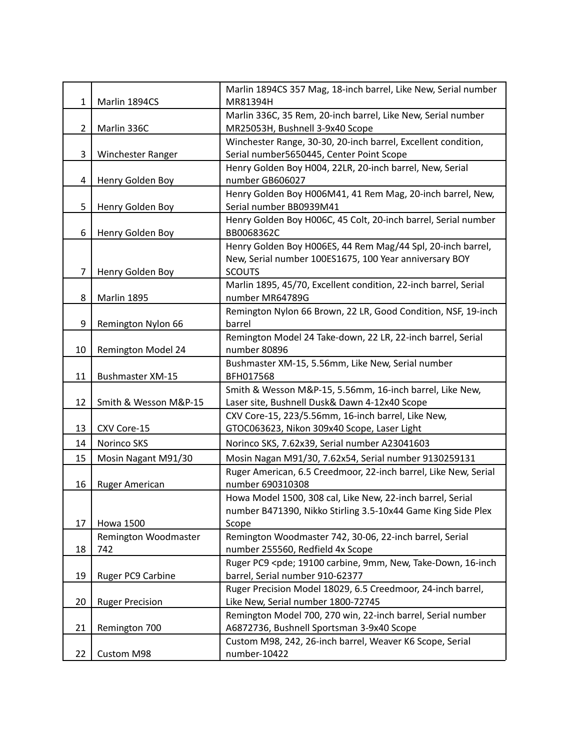| | | |
|---|---|---|
| 1 | Marlin 1894CS | Marlin 1894CS 357 Mag, 18-inch barrel, Like New, Serial number MR81394H |
| 2 | Marlin 336C | Marlin 336C, 35 Rem, 20-inch barrel, Like New, Serial number MR25053H, Bushnell 3-9x40 Scope |
| 3 | Winchester Ranger | Winchester Range, 30-30, 20-inch barrel, Excellent condition, Serial number5650445, Center Point Scope |
| 4 | Henry Golden Boy | Henry Golden Boy H004, 22LR, 20-inch barrel, New, Serial number GB606027 |
| 5 | Henry Golden Boy | Henry Golden Boy H006M41, 41 Rem Mag, 20-inch barrel, New, Serial number BB0939M41 |
| 6 | Henry Golden Boy | Henry Golden Boy H006C, 45 Colt, 20-inch barrel, Serial number BB0068362C |
| 7 | Henry Golden Boy | Henry Golden Boy H006ES, 44 Rem Mag/44 Spl, 20-inch barrel, New, Serial number 100ES1675, 100 Year anniversary BOY SCOUTS |
| 8 | Marlin 1895 | Marlin 1895, 45/70, Excellent condition, 22-inch barrel, Serial number MR64789G |
| 9 | Remington Nylon 66 | Remington Nylon 66 Brown, 22 LR, Good Condition, NSF, 19-inch barrel |
| 10 | Remington Model 24 | Remington Model 24 Take-down, 22 LR, 22-inch barrel, Serial number 80896 |
| 11 | Bushmaster XM-15 | Bushmaster XM-15, 5.56mm, Like New, Serial number BFH017568 |
| 12 | Smith & Wesson M&P-15 | Smith & Wesson M&P-15, 5.56mm, 16-inch barrel, Like New, Laser site, Bushnell Dusk& Dawn 4-12x40 Scope |
| 13 | CXV Core-15 | CXV Core-15, 223/5.56mm, 16-inch barrel, Like New, GTOC063623, Nikon 309x40 Scope, Laser Light |
| 14 | Norinco SKS | Norinco SKS, 7.62x39, Serial number A23041603 |
| 15 | Mosin Nagant M91/30 | Mosin Nagan M91/30, 7.62x54, Serial number 9130259131 |
| 16 | Ruger American | Ruger American, 6.5 Creedmoor, 22-inch barrel, Like New, Serial number 690310308 |
| 17 | Howa 1500 | Howa Model 1500, 308 cal, Like New, 22-inch barrel, Serial number B471390, Nikko Stirling 3.5-10x44 Game King Side Plex Scope |
| 18 | Remington Woodmaster 742 | Remington Woodmaster 742, 30-06, 22-inch barrel, Serial number 255560, Redfield 4x Scope |
| 19 | Ruger PC9 Carbine | Ruger PC9 <pde; 19100 carbine, 9mm, New, Take-Down, 16-inch barrel, Serial number 910-62377 |
| 20 | Ruger Precision | Ruger Precision Model 18029, 6.5 Creedmoor, 24-inch barrel, Like New, Serial number 1800-72745 |
| 21 | Remington 700 | Remington Model 700, 270 win, 22-inch barrel, Serial number A6872736, Bushnell Sportsman 3-9x40 Scope |
| 22 | Custom M98 | Custom M98, 242, 26-inch barrel, Weaver K6 Scope, Serial number-10422 |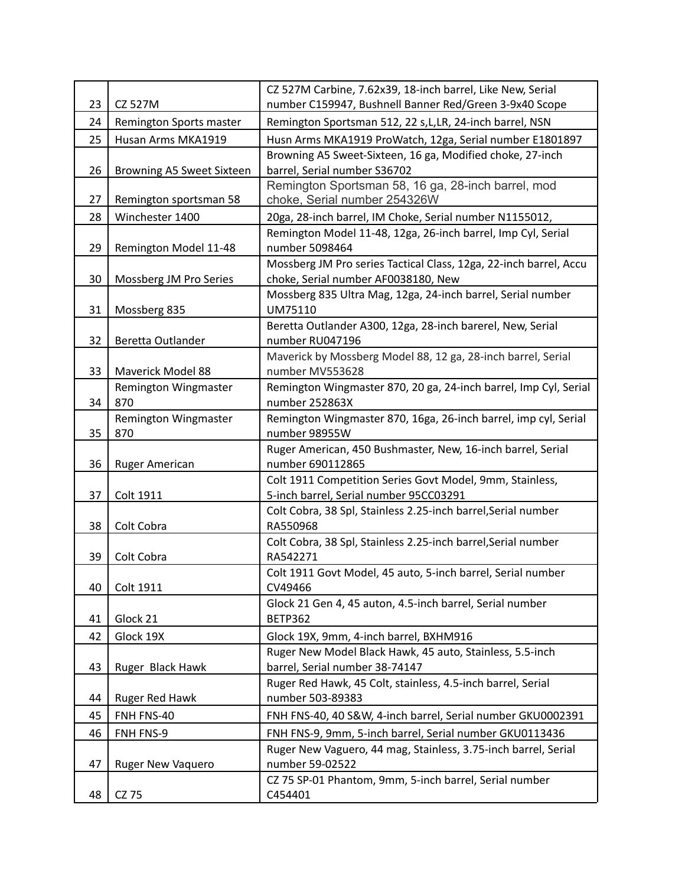| | | |
|---|---|---|
| 23 | CZ 527M | CZ 527M Carbine, 7.62x39, 18-inch barrel, Like New, Serial number C159947, Bushnell Banner Red/Green 3-9x40 Scope |
| 24 | Remington Sports master | Remington Sportsman 512, 22 s,L,LR, 24-inch barrel, NSN |
| 25 | Husan Arms MKA1919 | Husn Arms MKA1919 ProWatch, 12ga, Serial number E1801897 |
| 26 | Browning A5 Sweet Sixteen | Browning A5 Sweet-Sixteen, 16 ga, Modified choke, 27-inch barrel, Serial number S36702 |
| 27 | Remington sportsman 58 | Remington Sportsman 58, 16 ga, 28-inch barrel, mod choke, Serial number 254326W |
| 28 | Winchester 1400 | 20ga, 28-inch barrel, IM Choke, Serial number N1155012, |
| 29 | Remington Model 11-48 | Remington Model 11-48, 12ga, 26-inch barrel, Imp Cyl, Serial number 5098464 |
| 30 | Mossberg JM Pro Series | Mossberg JM Pro series Tactical Class, 12ga, 22-inch barrel, Accu choke, Serial number AF0038180, New |
| 31 | Mossberg 835 | Mossberg 835 Ultra Mag, 12ga, 24-inch barrel, Serial number UM75110 |
| 32 | Beretta Outlander | Beretta Outlander A300, 12ga, 28-inch barerel, New, Serial number RU047196 |
| 33 | Maverick Model 88 | Maverick by Mossberg Model 88, 12 ga, 28-inch barrel, Serial number MV553628 |
| 34 | Remington Wingmaster 870 | Remington Wingmaster 870, 20 ga, 24-inch barrel, Imp Cyl, Serial number 252863X |
| 35 | Remington Wingmaster 870 | Remington Wingmaster 870, 16ga, 26-inch barrel, imp cyl, Serial number 98955W |
| 36 | Ruger American | Ruger American, 450 Bushmaster, New, 16-inch barrel, Serial number 690112865 |
| 37 | Colt 1911 | Colt 1911 Competition Series Govt Model, 9mm, Stainless, 5-inch barrel, Serial number 95CC03291 |
| 38 | Colt Cobra | Colt Cobra, 38 Spl, Stainless 2.25-inch barrel,Serial number RA550968 |
| 39 | Colt Cobra | Colt Cobra, 38 Spl, Stainless 2.25-inch barrel,Serial number RA542271 |
| 40 | Colt 1911 | Colt 1911 Govt Model, 45 auto, 5-inch barrel, Serial number CV49466 |
| 41 | Glock 21 | Glock 21 Gen 4, 45 auton, 4.5-inch barrel, Serial number BETP362 |
| 42 | Glock 19X | Glock 19X, 9mm, 4-inch barrel, BXHM916 |
| 43 | Ruger Black Hawk | Ruger New Model Black Hawk, 45 auto, Stainless, 5.5-inch barrel, Serial number 38-74147 |
| 44 | Ruger Red Hawk | Ruger Red Hawk, 45 Colt, stainless, 4.5-inch barrel, Serial number 503-89383 |
| 45 | FNH FNS-40 | FNH FNS-40, 40 S&W, 4-inch barrel, Serial number GKU0002391 |
| 46 | FNH FNS-9 | FNH FNS-9, 9mm, 5-inch barrel, Serial number GKU0113436 |
| 47 | Ruger New Vaquero | Ruger New Vaguero, 44 mag, Stainless, 3.75-inch barrel, Serial number 59-02522 |
| 48 | CZ 75 | CZ 75 SP-01 Phantom, 9mm, 5-inch barrel, Serial number C454401 |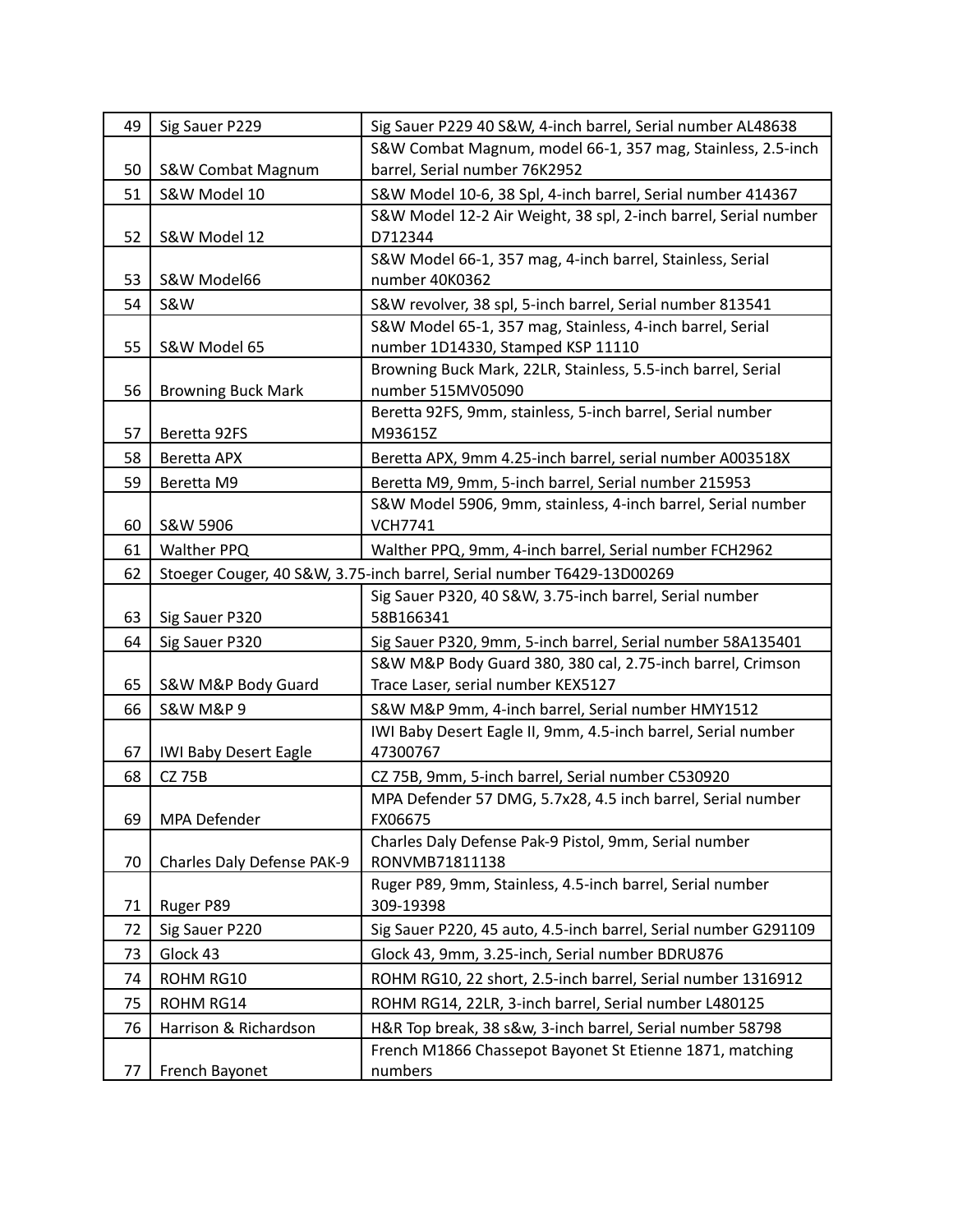| 49 | Sig Sauer P229 | Sig Sauer P229 40 S&W, 4-inch barrel, Serial number AL48638 |
|---|---|---|
| 50 | S&W Combat Magnum | S&W Combat Magnum, model 66-1, 357 mag, Stainless, 2.5-inch barrel, Serial number 76K2952 |
| 51 | S&W Model 10 | S&W Model 10-6, 38 Spl, 4-inch barrel, Serial number 414367 |
| 52 | S&W Model 12 | S&W Model 12-2 Air Weight, 38 spl, 2-inch barrel, Serial number D712344 |
| 53 | S&W Model66 | S&W Model 66-1, 357 mag, 4-inch barrel, Stainless, Serial number 40K0362 |
| 54 | S&W | S&W revolver, 38 spl, 5-inch barrel, Serial number 813541 |
| 55 | S&W Model 65 | S&W Model 65-1, 357 mag, Stainless, 4-inch barrel, Serial number 1D14330, Stamped KSP 11110 |
| 56 | Browning Buck Mark | Browning Buck Mark, 22LR, Stainless, 5.5-inch barrel, Serial number 515MV05090 |
| 57 | Beretta 92FS | Beretta 92FS, 9mm, stainless, 5-inch barrel, Serial number M93615Z |
| 58 | Beretta APX | Beretta APX, 9mm 4.25-inch barrel, serial number A003518X |
| 59 | Beretta M9 | Beretta M9, 9mm, 5-inch barrel, Serial number 215953 |
| 60 | S&W 5906 | S&W Model 5906, 9mm, stainless, 4-inch barrel, Serial number VCH7741 |
| 61 | Walther PPQ | Walther PPQ, 9mm, 4-inch barrel, Serial number FCH2962 |
| 62 | Stoeger Couger, 40 S&W, 3.75-inch barrel, Serial number T6429-13D00269 | |
| 63 | Sig Sauer P320 | Sig Sauer P320, 40 S&W, 3.75-inch barrel, Serial number 58B166341 |
| 64 | Sig Sauer P320 | Sig Sauer P320, 9mm, 5-inch barrel, Serial number 58A135401 |
| 65 | S&W M&P Body Guard | S&W M&P Body Guard 380, 380 cal, 2.75-inch barrel, Crimson Trace Laser, serial number KEX5127 |
| 66 | S&W M&P 9 | S&W M&P 9mm, 4-inch barrel, Serial number HMY1512 |
| 67 | IWI Baby Desert Eagle | IWI Baby Desert Eagle II, 9mm, 4.5-inch barrel, Serial number 47300767 |
| 68 | CZ 75B | CZ 75B, 9mm, 5-inch barrel, Serial number C530920 |
| 69 | MPA Defender | MPA Defender 57 DMG, 5.7x28, 4.5 inch barrel, Serial number FX06675 |
| 70 | Charles Daly Defense PAK-9 | Charles Daly Defense Pak-9 Pistol, 9mm, Serial number RONVMB71811138 |
| 71 | Ruger P89 | Ruger P89, 9mm, Stainless, 4.5-inch barrel, Serial number 309-19398 |
| 72 | Sig Sauer P220 | Sig Sauer P220, 45 auto, 4.5-inch barrel, Serial number G291109 |
| 73 | Glock 43 | Glock 43, 9mm, 3.25-inch, Serial number BDRU876 |
| 74 | ROHM RG10 | ROHM RG10, 22 short, 2.5-inch barrel, Serial number 1316912 |
| 75 | ROHM RG14 | ROHM RG14, 22LR, 3-inch barrel, Serial number L480125 |
| 76 | Harrison & Richardson | H&R Top break, 38 s&w, 3-inch barrel, Serial number 58798 |
| 77 | French Bayonet | French M1866 Chassepot Bayonet St Etienne 1871, matching numbers |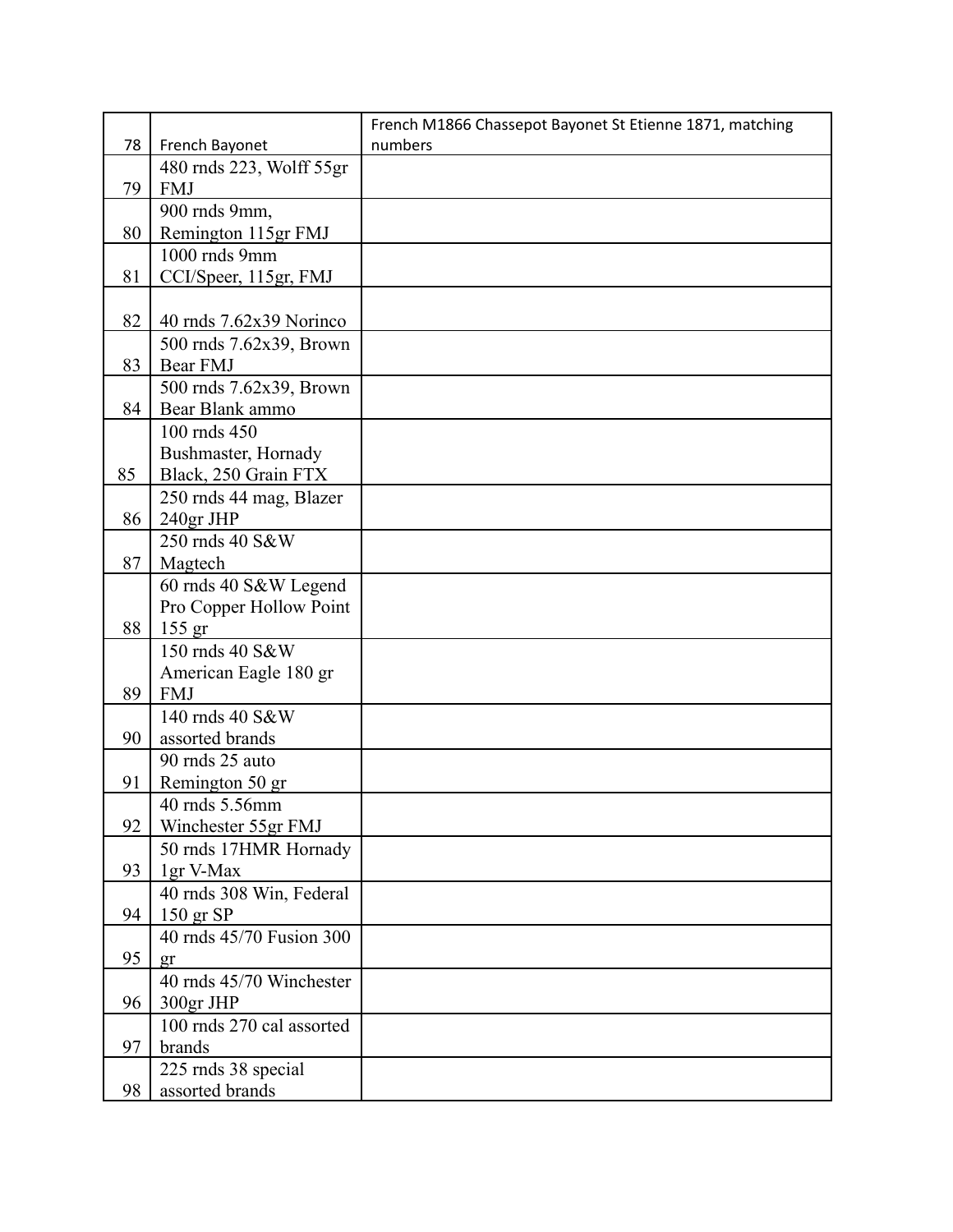| | | |
|---|---|---|
| 78 | French Bayonet | French M1866 Chassepot Bayonet St Etienne 1871, matching numbers |
| 79 | 480 rnds 223, Wolff 55gr FMJ | |
| 80 | 900 rnds 9mm, Remington 115gr FMJ | |
| 81 | 1000 rnds 9mm CCI/Speer, 115gr, FMJ | |
| 82 | 40 rnds 7.62x39 Norinco | |
| 83 | 500 rnds 7.62x39, Brown Bear FMJ | |
| 84 | 500 rnds 7.62x39, Brown Bear Blank ammo | |
| 85 | 100 rnds 450 Bushmaster, Hornady Black, 250 Grain FTX | |
| 86 | 250 rnds 44 mag, Blazer 240gr JHP | |
| 87 | 250 rnds 40 S&W Magtech | |
| 88 | 60 rnds 40 S&W Legend Pro Copper Hollow Point 155 gr | |
| 89 | 150 rnds 40 S&W American Eagle 180 gr FMJ | |
| 90 | 140 rnds 40 S&W assorted brands | |
| 91 | 90 rnds 25 auto Remington 50 gr | |
| 92 | 40 rnds 5.56mm Winchester 55gr FMJ | |
| 93 | 50 rnds 17HMR Hornady 1gr V-Max | |
| 94 | 40 rnds 308 Win, Federal 150 gr SP | |
| 95 | 40 rnds 45/70 Fusion 300 gr | |
| 96 | 40 rnds 45/70 Winchester 300gr JHP | |
| 97 | 100 rnds 270 cal assorted brands | |
| 98 | 225 rnds 38 special assorted brands | |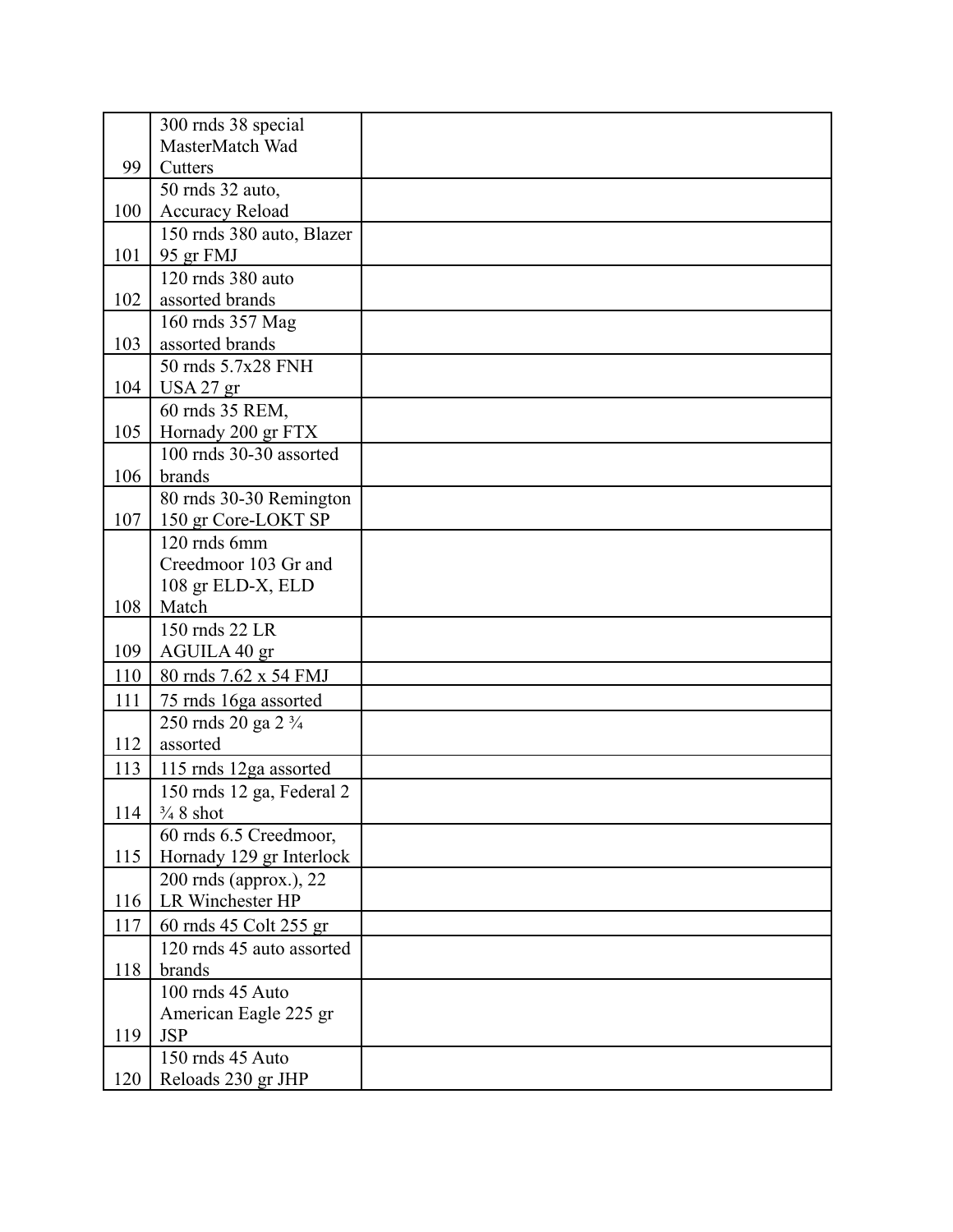| | | |
|---|---|---|
| 99 | 300 rnds 38 special MasterMatch Wad Cutters | |
| 100 | 50 rnds 32 auto, Accuracy Reload | |
| 101 | 150 rnds 380 auto, Blazer 95 gr FMJ | |
| 102 | 120 rnds 380 auto assorted brands | |
| 103 | 160 rnds 357 Mag assorted brands | |
| 104 | 50 rnds 5.7x28 FNH USA 27 gr | |
| 105 | 60 rnds 35 REM, Hornady 200 gr FTX | |
| 106 | 100 rnds 30-30 assorted brands | |
| 107 | 80 rnds 30-30 Remington 150 gr Core-LOKT SP | |
| 108 | 120 rnds 6mm Creedmoor 103 Gr and 108 gr ELD-X, ELD Match | |
| 109 | 150 rnds 22 LR AGUILA 40 gr | |
| 110 | 80 rnds 7.62 x 54 FMJ | |
| 111 | 75 rnds 16ga assorted | |
| 112 | 250 rnds 20 ga 2 ¾ assorted | |
| 113 | 115 rnds 12ga assorted | |
| 114 | 150 rnds 12 ga, Federal 2 ¾ 8 shot | |
| 115 | 60 rnds 6.5 Creedmoor, Hornady 129 gr Interlock | |
| 116 | 200 rnds (approx.), 22 LR Winchester HP | |
| 117 | 60 rnds 45 Colt 255 gr | |
| 118 | 120 rnds 45 auto assorted brands | |
| 119 | 100 rnds 45 Auto American Eagle 225 gr JSP | |
| 120 | 150 rnds 45 Auto Reloads 230 gr JHP | |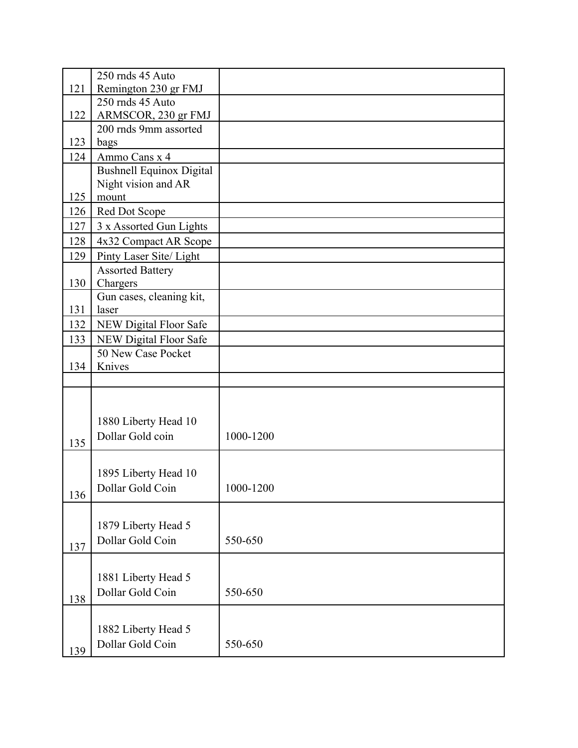| | | |
|---|---|---|
| 121 | 250 rnds 45 Auto Remington 230 gr FMJ | |
| 122 | 250 rnds 45 Auto ARMSCOR, 230 gr FMJ | |
| 123 | 200 rnds 9mm assorted bags | |
| 124 | Ammo Cans x 4 | |
| 125 | Bushnell Equinox Digital Night vision and AR mount | |
| 126 | Red Dot Scope | |
| 127 | 3 x Assorted Gun Lights | |
| 128 | 4x32 Compact AR Scope | |
| 129 | Pinty Laser Site/ Light | |
| 130 | Assorted Battery Chargers | |
| 131 | Gun cases, cleaning kit, laser | |
| 132 | NEW Digital Floor Safe | |
| 133 | NEW Digital Floor Safe | |
| 134 | 50 New Case Pocket Knives | |
| | | |
| 135 | 1880 Liberty Head 10 Dollar Gold coin | 1000-1200 |
| 136 | 1895 Liberty Head 10 Dollar Gold Coin | 1000-1200 |
| 137 | 1879 Liberty Head 5 Dollar Gold Coin | 550-650 |
| 138 | 1881 Liberty Head 5 Dollar Gold Coin | 550-650 |
| 139 | 1882 Liberty Head 5 Dollar Gold Coin | 550-650 |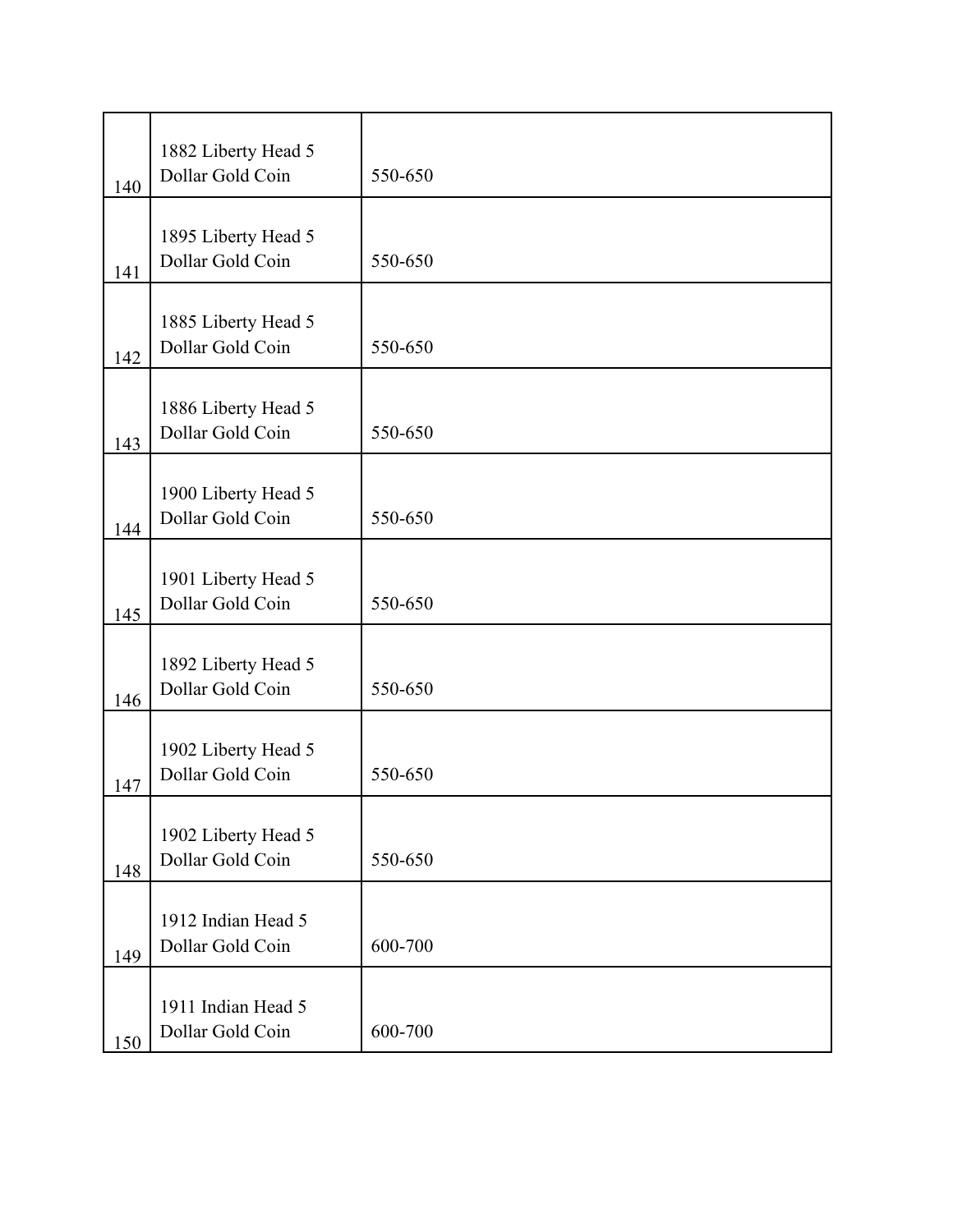| | | |
|---|---|---|
| 140 | 1882 Liberty Head 5 Dollar Gold Coin | 550-650 |
| 141 | 1895 Liberty Head 5 Dollar Gold Coin | 550-650 |
| 142 | 1885 Liberty Head 5 Dollar Gold Coin | 550-650 |
| 143 | 1886 Liberty Head 5 Dollar Gold Coin | 550-650 |
| 144 | 1900 Liberty Head 5 Dollar Gold Coin | 550-650 |
| 145 | 1901 Liberty Head 5 Dollar Gold Coin | 550-650 |
| 146 | 1892 Liberty Head 5 Dollar Gold Coin | 550-650 |
| 147 | 1902 Liberty Head 5 Dollar Gold Coin | 550-650 |
| 148 | 1902 Liberty Head 5 Dollar Gold Coin | 550-650 |
| 149 | 1912 Indian Head 5 Dollar Gold Coin | 600-700 |
| 150 | 1911 Indian Head 5 Dollar Gold Coin | 600-700 |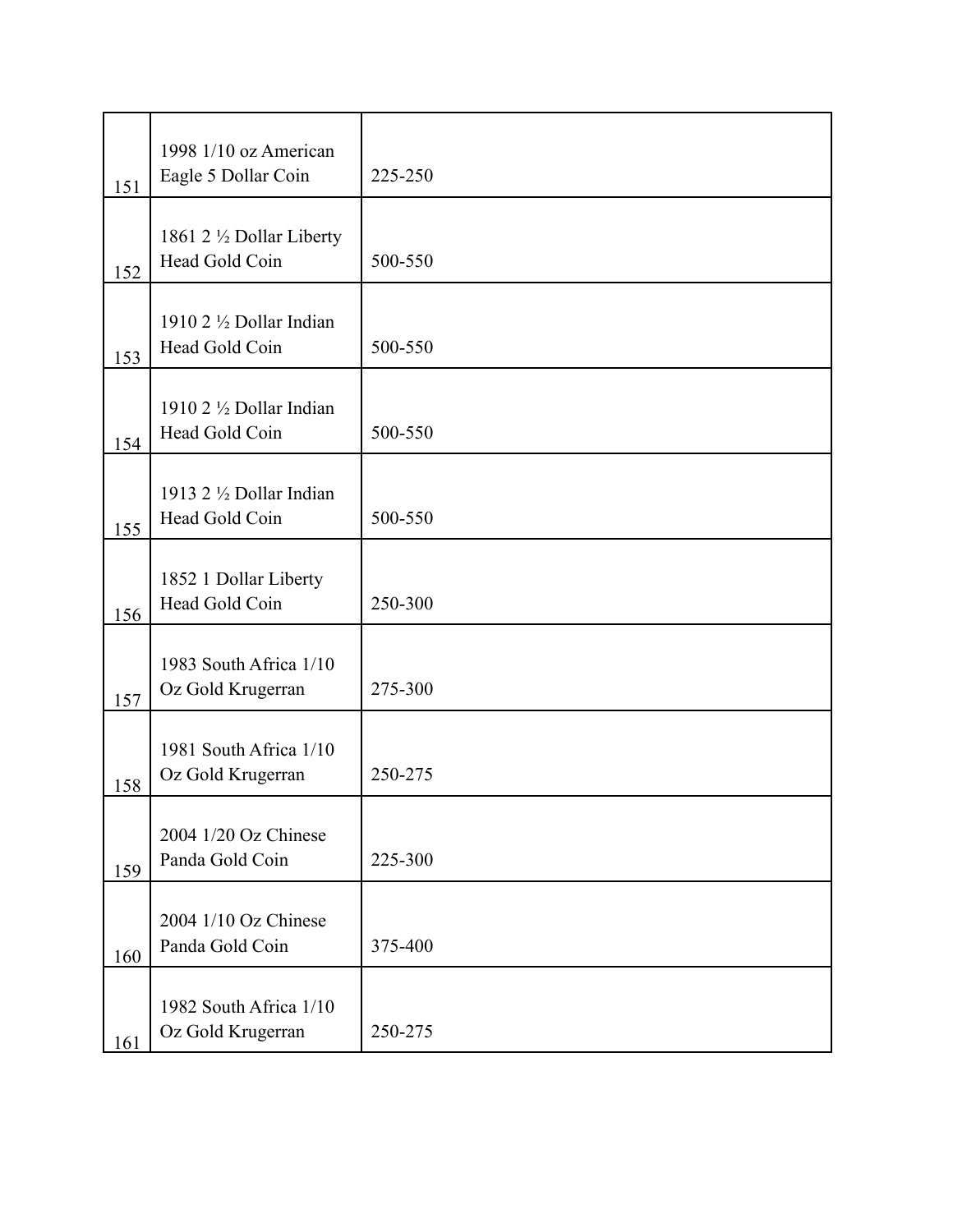| | | | |
|---|---|---|---|
| 151 | 1998 1/10 oz American Eagle 5 Dollar Coin | 225-250 | |
| 152 | 1861 2 ½ Dollar Liberty Head Gold Coin | 500-550 | |
| 153 | 1910 2 ½ Dollar Indian Head Gold Coin | 500-550 | |
| 154 | 1910 2 ½ Dollar Indian Head Gold Coin | 500-550 | |
| 155 | 1913 2 ½ Dollar Indian Head Gold Coin | 500-550 | |
| 156 | 1852 1 Dollar Liberty Head Gold Coin | 250-300 | |
| 157 | 1983 South Africa 1/10 Oz Gold Krugerran | 275-300 | |
| 158 | 1981 South Africa 1/10 Oz Gold Krugerran | 250-275 | |
| 159 | 2004 1/20 Oz Chinese Panda Gold Coin | 225-300 | |
| 160 | 2004 1/10 Oz Chinese Panda Gold Coin | 375-400 | |
| 161 | 1982 South Africa 1/10 Oz Gold Krugerran | 250-275 | |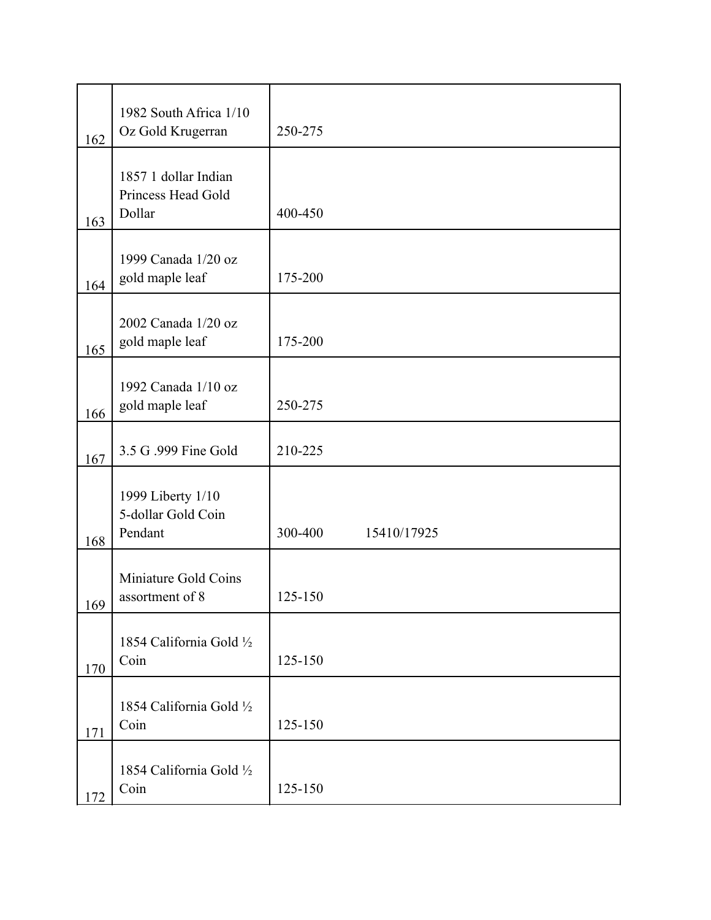| | | |
|---|---|---|
| 162 | 1982 South Africa 1/10 Oz Gold Krugerran | 250-275 |
| 163 | 1857 1 dollar Indian Princess Head Gold Dollar | 400-450 |
| 164 | 1999 Canada 1/20 oz gold maple leaf | 175-200 |
| 165 | 2002 Canada 1/20 oz gold maple leaf | 175-200 |
| 166 | 1992 Canada 1/10 oz gold maple leaf | 250-275 |
| 167 | 3.5 G .999 Fine Gold | 210-225 |
| 168 | 1999 Liberty 1/10 5-dollar Gold Coin Pendant | 300-400 15410/17925 |
| 169 | Miniature Gold Coins assortment of 8 | 125-150 |
| 170 | 1854 California Gold ½ Coin | 125-150 |
| 171 | 1854 California Gold ½ Coin | 125-150 |
| 172 | 1854 California Gold ½ Coin | 125-150 |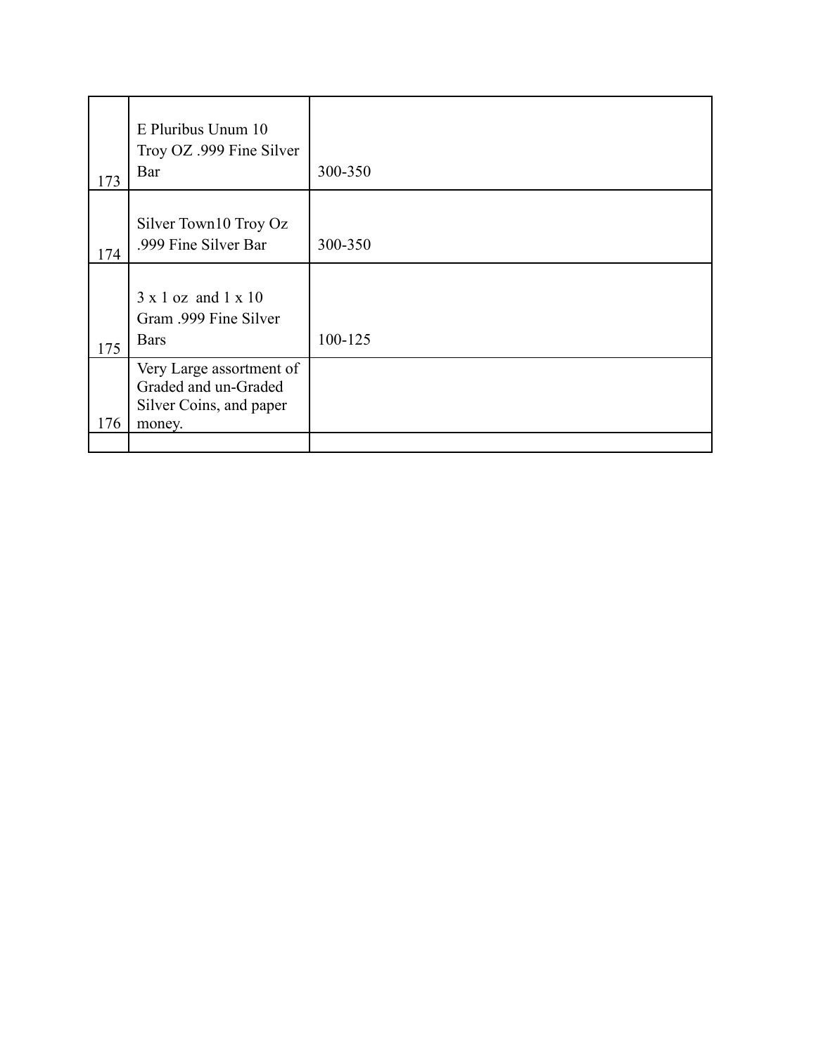| | | |
|---|---|---|
| 173 | E Pluribus Unum 10 Troy OZ .999 Fine Silver Bar | 300-350 |
| 174 | Silver Town10 Troy Oz .999 Fine Silver Bar | 300-350 |
| 175 | 3 x 1 oz and 1 x 10 Gram .999 Fine Silver Bars | 100-125 |
| 176 | Very Large assortment of Graded and un-Graded Silver Coins, and paper money. | |
| | | |